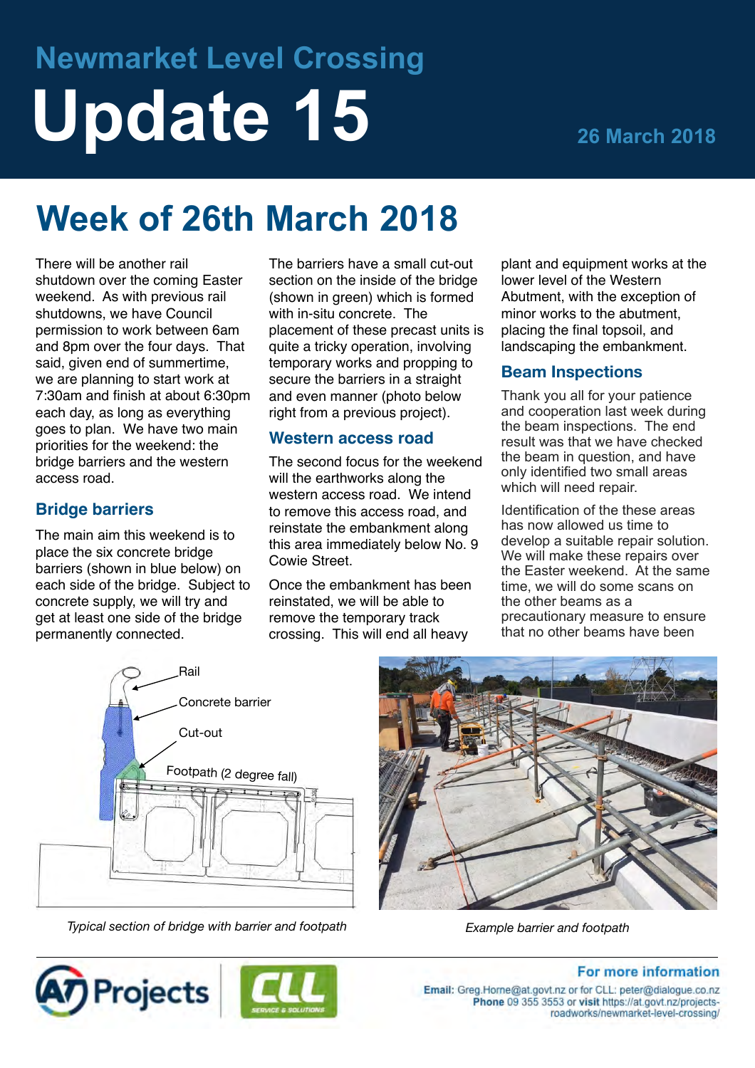# Newmarket Level Crossing

# Update 15

26 March 2018

## Week of 26th March 2018

There will be another rail shutdown over the coming Easter weekend. As with previous rail shutdowns, we have Council permission to work between 6am and 8pm over the four days. That said, given end of summertime, we are planning to start work at 7:30am and finish at about 6:30pm each day, as long as everything goes to plan. We have two main priorities for the weekend: the bridge barriers and the western access road.

### Bridge barriers

The main aim this weekend is to place the six concrete bridge barriers (shown in blue below) on each side of the bridge. Subject to concrete supply, we will try and get at least one side of the bridge permanently connected.

The barriers have a small cut-out section on the inside of the bridge (shown in green) which is formed with in-situ concrete. The placement of these precast units is quite a tricky operation, involving temporary works and propping to secure the barriers in a straight and even manner (photo below right from a previous project).

### Western access road

The second focus for the weekend will the earthworks along the western access road. We intend to remove this access road, and reinstate the embankment along this area immediately below No. 9 Cowie Street.

Once the embankment has been reinstated, we will be able to remove the temporary track crossing. This will end all heavy plant and equipment works at the lower level of the Western Abutment, with the exception of minor works to the abutment, placing the final topsoil, and landscaping the embankment.

### Beam Inspections

Thank you all for your patience and cooperation last week during the beam inspections. The end result was that we have checked the beam in question, and have only identified two small areas which will need repair.

Identification of the these areas has now allowed us time to develop a suitable repair solution. We will make these repairs over the Easter weekend. At the same time, we will do some scans on the other beams as a precautionary measure to ensure that no other beams have been

Rail

Concrete barrier

Cut-out

Footpath (2 degree fall)

*Typical section of bridge with barrier and footpath*

*Example barrier and footpath*

**For more information**

**Email:** Greg.Horne@at.govt.nz or for CLL: peter@dialogue.co.nz
**Phone** 09 355 3553 or **visit** https://at.govt.nz/projects-roadworks/newmarket-level-crossing/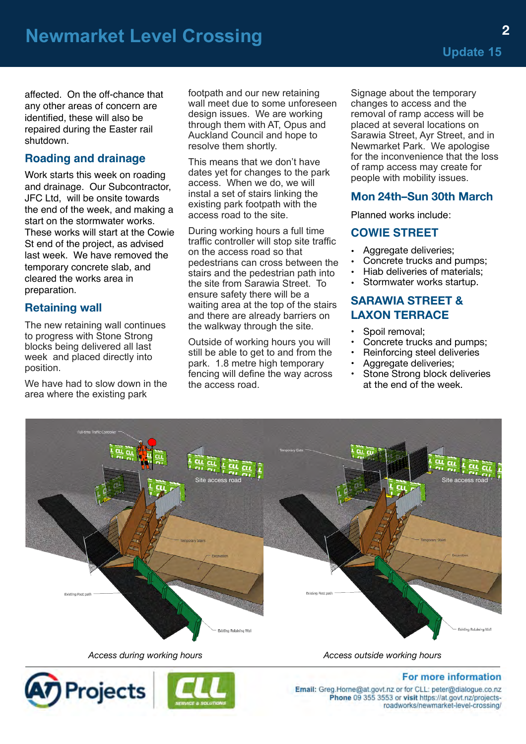affected. On the off-chance that any other areas of concern are identified, these will also be repaired during the Easter rail shutdown.

## Roading and drainage

Work starts this week on roading and drainage. Our Subcontractor, JFC Ltd, will be onsite towards the end of the week, and making a start on the stormwater works. These works will start at the Cowie St end of the project, as advised last week. We have removed the temporary concrete slab, and cleared the works area in preparation.

## Retaining wall

The new retaining wall continues to progress with Stone Strong blocks being delivered all last week and placed directly into position.

We have had to slow down in the area where the existing park footpath and our new retaining wall meet due to some unforeseen design issues. We are working through them with AT, Opus and Auckland Council and hope to resolve them shortly.

This means that we don't have dates yet for changes to the park access. When we do, we will instal a set of stairs linking the existing park footpath with the access road to the site.

During working hours a full time traffic controller will stop site traffic on the access road so that pedestrians can cross between the stairs and the pedestrian path into the site from Sarawia Street. To ensure safety there will be a waiting area at the top of the stairs and there are already barriers on the walkway through the site.

Outside of working hours you will still be able to get to and from the park. 1.8 metre high temporary fencing will define the way across the access road.

Signage about the temporary changes to access and the removal of ramp access will be placed at several locations on Sarawia Street, Ayr Street, and in Newmarket Park. We apologise for the inconvenience that the loss of ramp access may create for people with mobility issues.

## Mon 24th–Sun 30th March

Planned works include:

### COWIE STREET

- Aggregate deliveries;
- Concrete trucks and pumps;
- Hiab deliveries of materials;
- Stormwater works startup.

### SARAWIA STREET & LAXON TERRACE

- Spoil removal;
- Concrete trucks and pumps;
- Reinforcing steel deliveries
- Aggregate deliveries;
- Stone Strong block deliveries at the end of the week.

Full-time Traffic Controller
Site access road
Temporary Stairs
Excavation
Existing Foot path
Existing Retaining Wall

*Access during working hours*

Temporary Gate
Site access road
Temporary Stairs
Excavation
Existing Foot path
Existing Retaining Wall

*Access outside working hours*

AT Projects | CLL Service & Solutions

**For more information**

**Email:** Greg.Horne@at.govt.nz or for CLL: peter@dialogue.co.nz
**Phone** 09 355 3553 or **visit** https://at.govt.nz/projects-roadworks/newmarket-level-crossing/